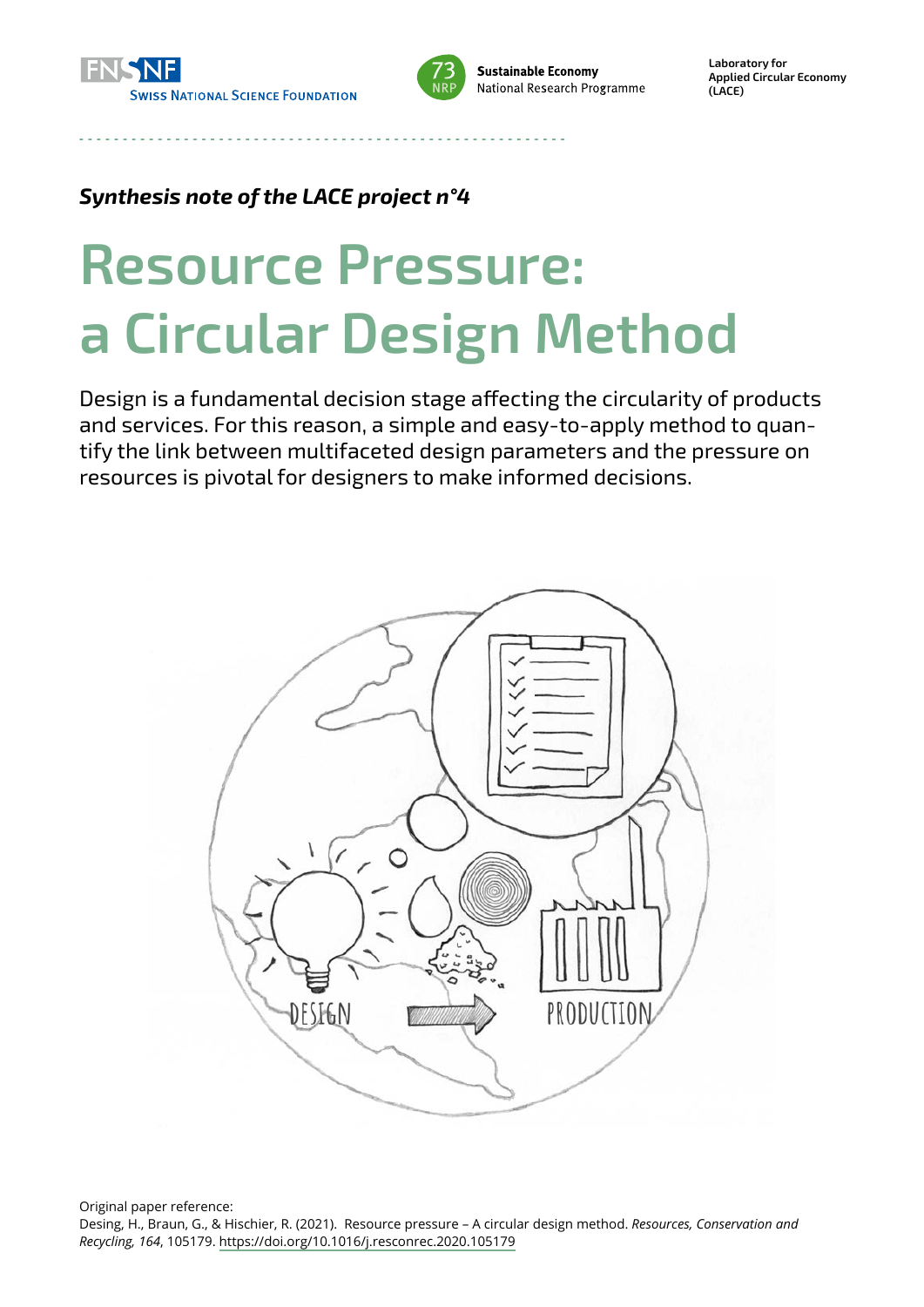*Synthesis note of the LACE project n°4*

# Resource Pressure: a Circular Design Method

Design is a fundamental decision stage affecting the circularity of products and services. For this reason, a simple and easy-to-apply method to quantify the link between multifaceted design parameters and the pressure on resources is pivotal for designers to make informed decisions.

Original paper reference:
Desing, H., Braun, G., & Hischier, R. (2021). Resource pressure – A circular design method. *Resources, Conservation and Recycling, 164*, 105179. https://doi.org/10.1016/j.resconrec.2020.105179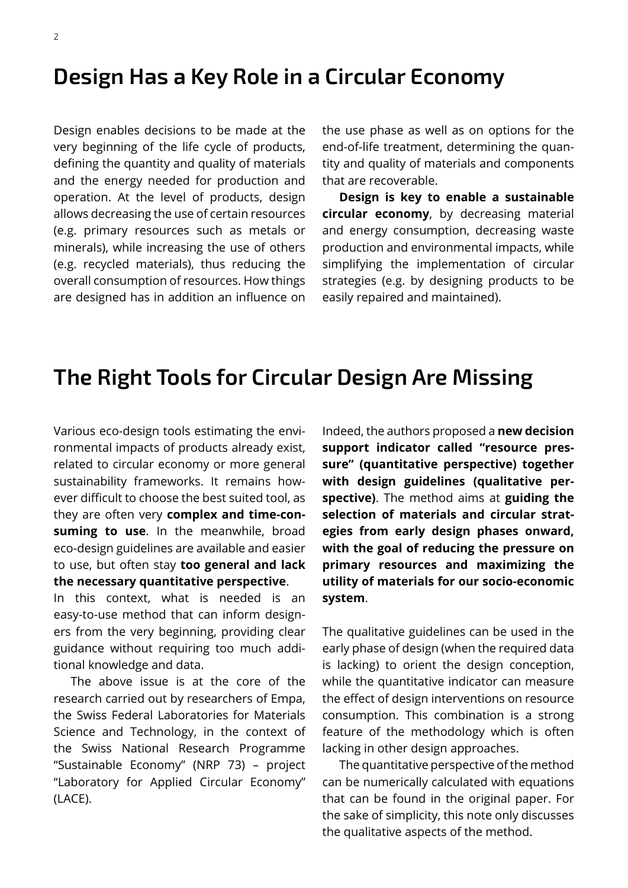## Design Has a Key Role in a Circular Economy

Design enables decisions to be made at the very beginning of the life cycle of products, defining the quantity and quality of materials and the energy needed for production and operation. At the level of products, design allows decreasing the use of certain resources (e.g. primary resources such as metals or minerals), while increasing the use of others (e.g. recycled materials), thus reducing the overall consumption of resources. How things are designed has in addition an influence on the use phase as well as on options for the end-of-life treatment, determining the quantity and quality of materials and components that are recoverable.

**Design is key to enable a sustainable circular economy**, by decreasing material and energy consumption, decreasing waste production and environmental impacts, while simplifying the implementation of circular strategies (e.g. by designing products to be easily repaired and maintained).

## The Right Tools for Circular Design Are Missing

Various eco-design tools estimating the environmental impacts of products already exist, related to circular economy or more general sustainability frameworks. It remains however difficult to choose the best suited tool, as they are often very **complex and time-consuming to use**. In the meanwhile, broad eco-design guidelines are available and easier to use, but often stay **too general and lack the necessary quantitative perspective**.

In this context, what is needed is an easy-to-use method that can inform designers from the very beginning, providing clear guidance without requiring too much additional knowledge and data.

The above issue is at the core of the research carried out by researchers of Empa, the Swiss Federal Laboratories for Materials Science and Technology, in the context of the Swiss National Research Programme "Sustainable Economy" (NRP 73) – project "Laboratory for Applied Circular Economy" (LACE).

Indeed, the authors proposed a **new decision support indicator called "resource pressure" (quantitative perspective) together with design guidelines (qualitative perspective)**. The method aims at **guiding the selection of materials and circular strategies from early design phases onward, with the goal of reducing the pressure on primary resources and maximizing the utility of materials for our socio-economic system**.

The qualitative guidelines can be used in the early phase of design (when the required data is lacking) to orient the design conception, while the quantitative indicator can measure the effect of design interventions on resource consumption. This combination is a strong feature of the methodology which is often lacking in other design approaches.

The quantitative perspective of the method can be numerically calculated with equations that can be found in the original paper. For the sake of simplicity, this note only discusses the qualitative aspects of the method.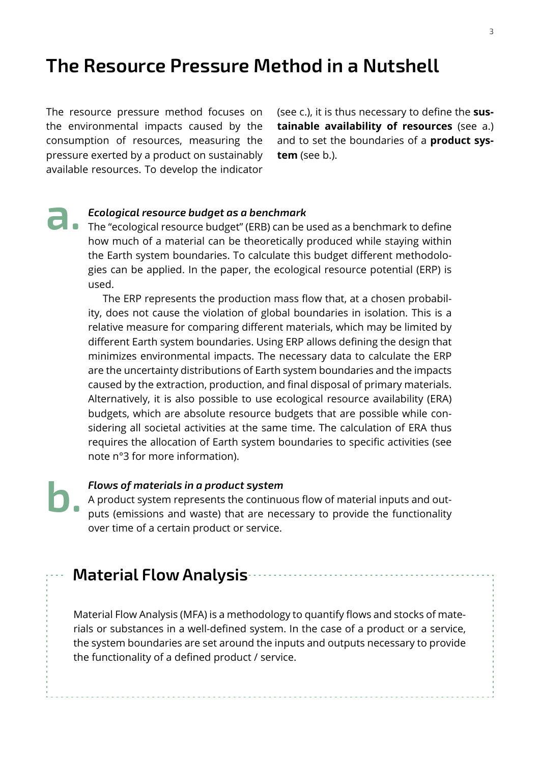# The Resource Pressure Method in a Nutshell

The resource pressure method focuses on the environmental impacts caused by the consumption of resources, measuring the pressure exerted by a product on sustainably available resources. To develop the indicator (see c.), it is thus necessary to define the **sustainable availability of resources** (see a.) and to set the boundaries of a **product system** (see b.).

## a. *Ecological resource budget as a benchmark*

The "ecological resource budget" (ERB) can be used as a benchmark to define how much of a material can be theoretically produced while staying within the Earth system boundaries. To calculate this budget different methodologies can be applied. In the paper, the ecological resource potential (ERP) is used.

The ERP represents the production mass flow that, at a chosen probability, does not cause the violation of global boundaries in isolation. This is a relative measure for comparing different materials, which may be limited by different Earth system boundaries. Using ERP allows defining the design that minimizes environmental impacts. The necessary data to calculate the ERP are the uncertainty distributions of Earth system boundaries and the impacts caused by the extraction, production, and final disposal of primary materials. Alternatively, it is also possible to use ecological resource availability (ERA) budgets, which are absolute resource budgets that are possible while considering all societal activities at the same time. The calculation of ERA thus requires the allocation of Earth system boundaries to specific activities (see note n°3 for more information).

## b. *Flows of materials in a product system*

A product system represents the continuous flow of material inputs and outputs (emissions and waste) that are necessary to provide the functionality over time of a certain product or service.

## Material Flow Analysis

Material Flow Analysis (MFA) is a methodology to quantify flows and stocks of materials or substances in a well-defined system. In the case of a product or a service, the system boundaries are set around the inputs and outputs necessary to provide the functionality of a defined product / service.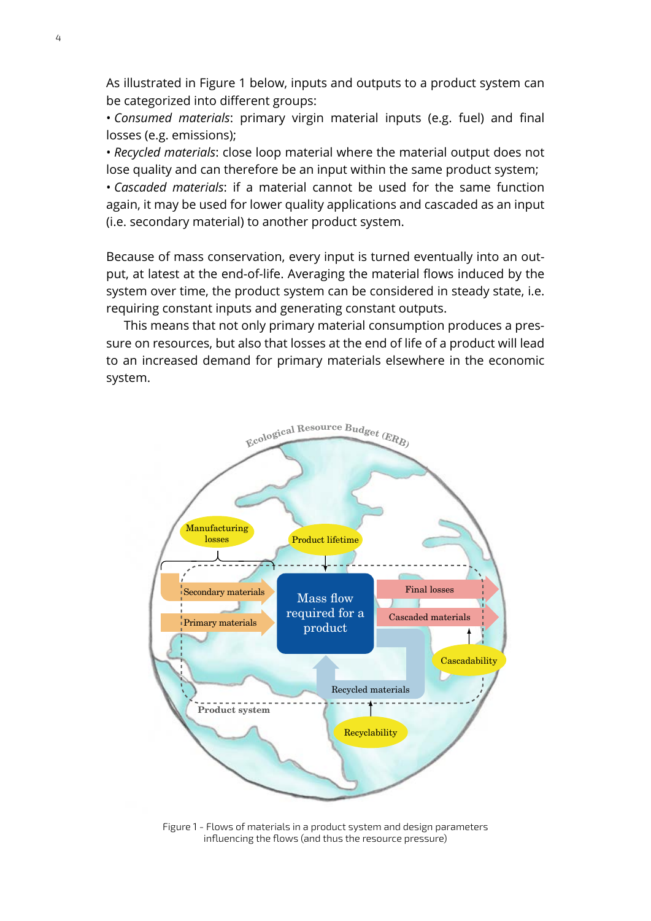As illustrated in Figure 1 below, inputs and outputs to a product system can be categorized into different groups:

- *Consumed materials*: primary virgin material inputs (e.g. fuel) and final losses (e.g. emissions);
- *Recycled materials*: close loop material where the material output does not lose quality and can therefore be an input within the same product system;
- *Cascaded materials*: if a material cannot be used for the same function again, it may be used for lower quality applications and cascaded as an input (i.e. secondary material) to another product system.

Because of mass conservation, every input is turned eventually into an output, at latest at the end-of-life. Averaging the material flows induced by the system over time, the product system can be considered in steady state, i.e. requiring constant inputs and generating constant outputs.

This means that not only primary material consumption produces a pressure on resources, but also that losses at the end of life of a product will lead to an increased demand for primary materials elsewhere in the economic system.

Figure 1 - Flows of materials in a product system and design parameters influencing the flows (and thus the resource pressure)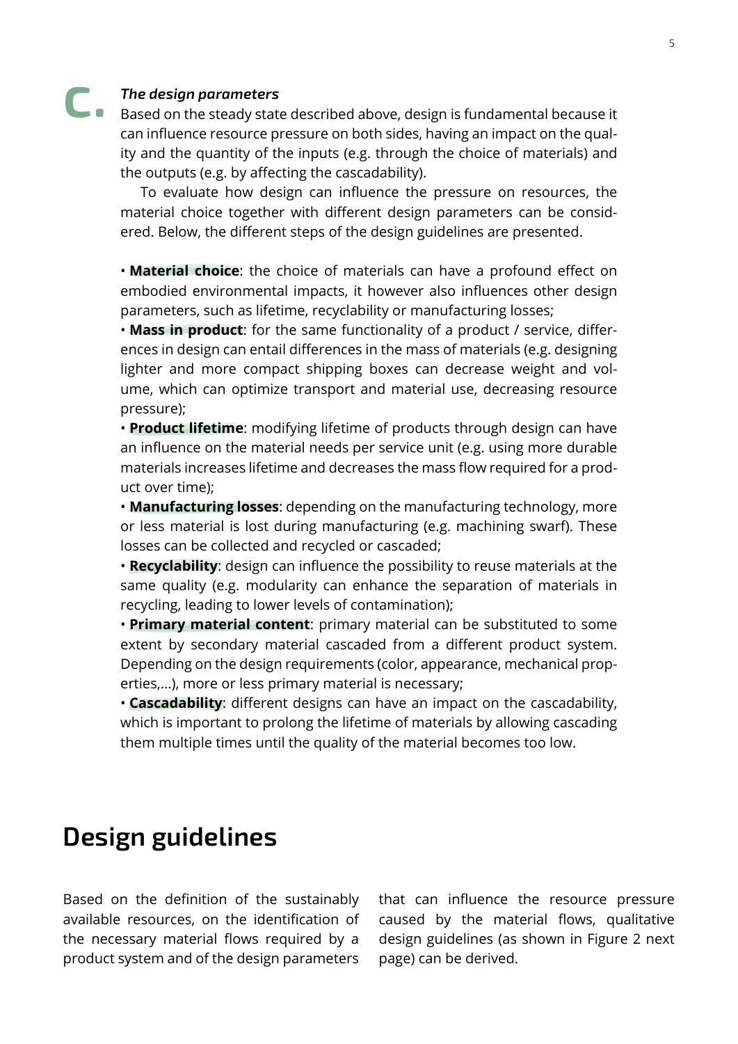### C. *The design parameters*

Based on the steady state described above, design is fundamental because it can influence resource pressure on both sides, having an impact on the quality and the quantity of the inputs (e.g. through the choice of materials) and the outputs (e.g. by affecting the cascadability).

To evaluate how design can influence the pressure on resources, the material choice together with different design parameters can be considered. Below, the different steps of the design guidelines are presented.

- **Material choice**: the choice of materials can have a profound effect on embodied environmental impacts, it however also influences other design parameters, such as lifetime, recyclability or manufacturing losses;
- **Mass in product**: for the same functionality of a product / service, differences in design can entail differences in the mass of materials (e.g. designing lighter and more compact shipping boxes can decrease weight and volume, which can optimize transport and material use, decreasing resource pressure);
- **Product lifetime**: modifying lifetime of products through design can have an influence on the material needs per service unit (e.g. using more durable materials increases lifetime and decreases the mass flow required for a product over time);
- **Manufacturing losses**: depending on the manufacturing technology, more or less material is lost during manufacturing (e.g. machining swarf). These losses can be collected and recycled or cascaded;
- **Recyclability**: design can influence the possibility to reuse materials at the same quality (e.g. modularity can enhance the separation of materials in recycling, leading to lower levels of contamination);
- **Primary material content**: primary material can be substituted to some extent by secondary material cascaded from a different product system. Depending on the design requirements (color, appearance, mechanical properties,...), more or less primary material is necessary;
- **Cascadability**: different designs can have an impact on the cascadability, which is important to prolong the lifetime of materials by allowing cascading them multiple times until the quality of the material becomes too low.

## Design guidelines

Based on the definition of the sustainably available resources, on the identification of the necessary material flows required by a product system and of the design parameters that can influence the resource pressure caused by the material flows, qualitative design guidelines (as shown in Figure 2 next page) can be derived.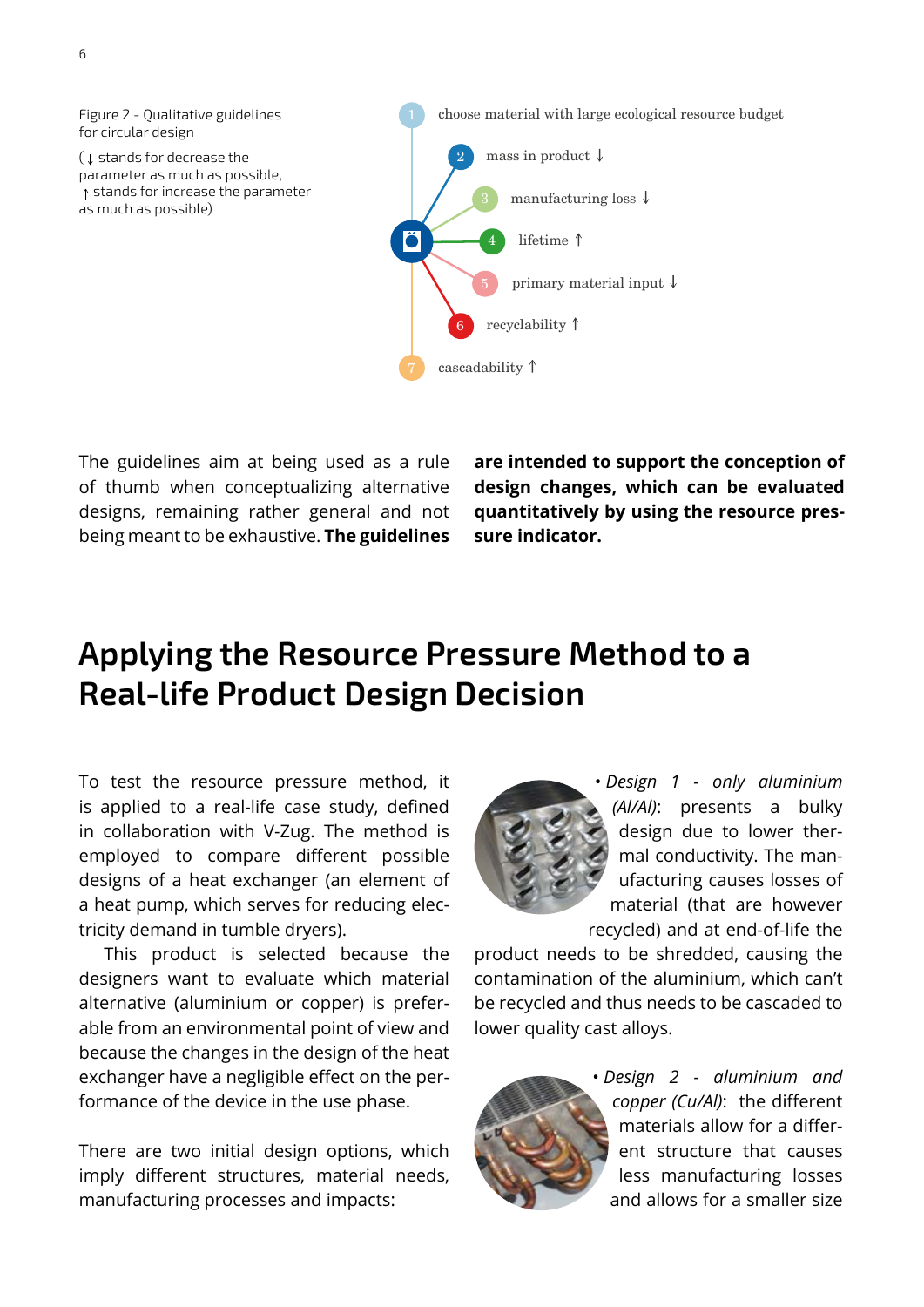Figure 2 - Qualitative guidelines for circular design

(↓ stands for decrease the parameter as much as possible, ↑ stands for increase the parameter as much as possible)

1. choose material with large ecological resource budget
2. mass in product ↓
3. manufacturing loss ↓
4. lifetime ↑
5. primary material input ↓
6. recyclability ↑
7. cascadability ↑

The guidelines aim at being used as a rule of thumb when conceptualizing alternative designs, remaining rather general and not being meant to be exhaustive. **The guidelines are intended to support the conception of design changes, which can be evaluated quantitatively by using the resource pressure indicator.**

# Applying the Resource Pressure Method to a Real-life Product Design Decision

To test the resource pressure method, it is applied to a real-life case study, defined in collaboration with V-Zug. The method is employed to compare different possible designs of a heat exchanger (an element of a heat pump, which serves for reducing electricity demand in tumble dryers).

This product is selected because the designers want to evaluate which material alternative (aluminium or copper) is preferable from an environmental point of view and because the changes in the design of the heat exchanger have a negligible effect on the performance of the device in the use phase.

There are two initial design options, which imply different structures, material needs, manufacturing processes and impacts:

- *Design 1 - only aluminium (Al/Al)*: presents a bulky design due to lower thermal conductivity. The manufacturing causes losses of material (that are however recycled) and at end-of-life the product needs to be shredded, causing the contamination of the aluminium, which can't be recycled and thus needs to be cascaded to lower quality cast alloys.
- *Design 2 - aluminium and copper (Cu/Al)*: the different materials allow for a different structure that causes less manufacturing losses and allows for a smaller size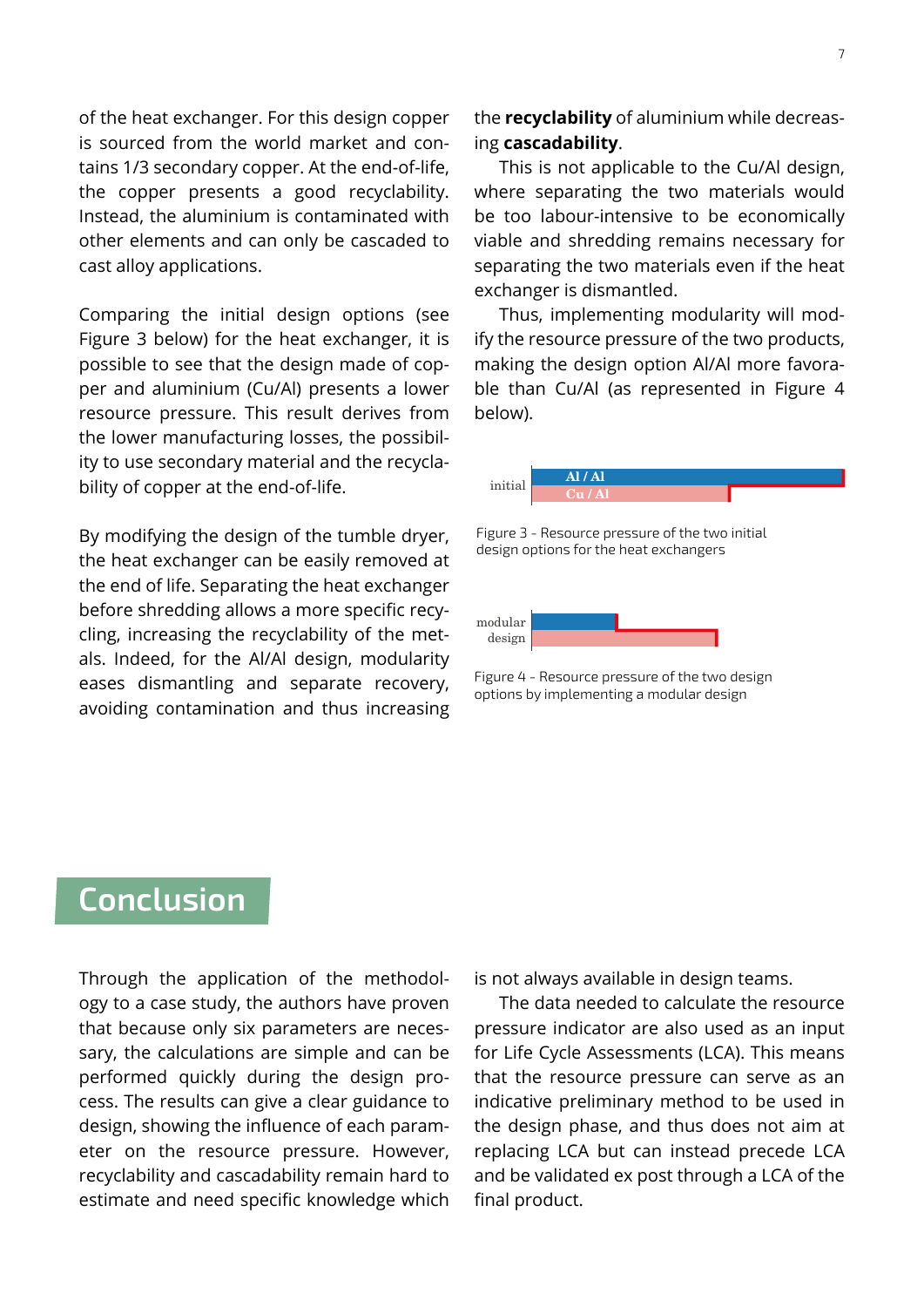of the heat exchanger. For this design copper is sourced from the world market and contains 1/3 secondary copper. At the end-of-life, the copper presents a good recyclability. Instead, the aluminium is contaminated with other elements and can only be cascaded to cast alloy applications.

Comparing the initial design options (see Figure 3 below) for the heat exchanger, it is possible to see that the design made of copper and aluminium (Cu/Al) presents a lower resource pressure. This result derives from the lower manufacturing losses, the possibility to use secondary material and the recyclability of copper at the end-of-life.

By modifying the design of the tumble dryer, the heat exchanger can be easily removed at the end of life. Separating the heat exchanger before shredding allows a more specific recycling, increasing the recyclability of the metals. Indeed, for the Al/Al design, modularity eases dismantling and separate recovery, avoiding contamination and thus increasing the **recyclability** of aluminium while decreasing **cascadability**.

This is not applicable to the Cu/Al design, where separating the two materials would be too labour-intensive to be economically viable and shredding remains necessary for separating the two materials even if the heat exchanger is dismantled.

Thus, implementing modularity will modify the resource pressure of the two products, making the design option Al/Al more favorable than Cu/Al (as represented in Figure 4 below).

initial — Al / Al, Cu / Al

Figure 3 - Resource pressure of the two initial design options for the heat exchangers

modular design

Figure 4 - Resource pressure of the two design options by implementing a modular design

# Conclusion

Through the application of the methodology to a case study, the authors have proven that because only six parameters are necessary, the calculations are simple and can be performed quickly during the design process. The results can give a clear guidance to design, showing the influence of each parameter on the resource pressure. However, recyclability and cascadability remain hard to estimate and need specific knowledge which is not always available in design teams.

The data needed to calculate the resource pressure indicator are also used as an input for Life Cycle Assessments (LCA). This means that the resource pressure can serve as an indicative preliminary method to be used in the design phase, and thus does not aim at replacing LCA but can instead precede LCA and be validated ex post through a LCA of the final product.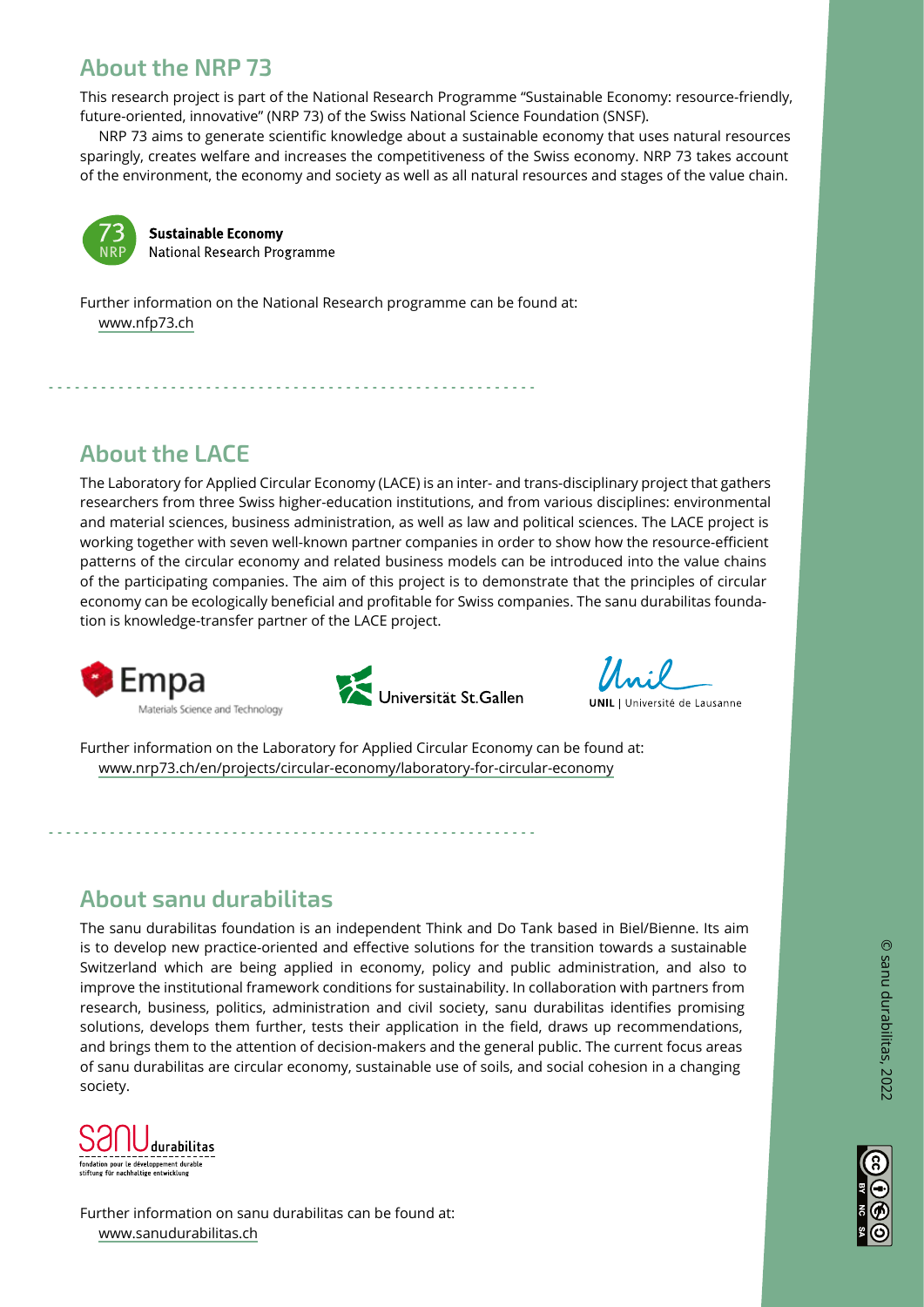## About the NRP 73

This research project is part of the National Research Programme "Sustainable Economy: resource-friendly, future-oriented, innovative" (NRP 73) of the Swiss National Science Foundation (SNSF).

NRP 73 aims to generate scientific knowledge about a sustainable economy that uses natural resources sparingly, creates welfare and increases the competitiveness of the Swiss economy. NRP 73 takes account of the environment, the economy and society as well as all natural resources and stages of the value chain.

73 NRP **Sustainable Economy** National Research Programme

Further information on the National Research programme can be found at:
www.nfp73.ch

## About the LACE

The Laboratory for Applied Circular Economy (LACE) is an inter- and trans-disciplinary project that gathers researchers from three Swiss higher-education institutions, and from various disciplines: environmental and material sciences, business administration, as well as law and political sciences. The LACE project is working together with seven well-known partner companies in order to show how the resource-efficient patterns of the circular economy and related business models can be introduced into the value chains of the participating companies. The aim of this project is to demonstrate that the principles of circular economy can be ecologically beneficial and profitable for Swiss companies. The sanu durabilitas foundation is knowledge-transfer partner of the LACE project.

Empa Materials Science and Technology | Universität St.Gallen | UNIL | Université de Lausanne

Further information on the Laboratory for Applied Circular Economy can be found at:
www.nrp73.ch/en/projects/circular-economy/laboratory-for-circular-economy

## About sanu durabilitas

The sanu durabilitas foundation is an independent Think and Do Tank based in Biel/Bienne. Its aim is to develop new practice-oriented and effective solutions for the transition towards a sustainable Switzerland which are being applied in economy, policy and public administration, and also to improve the institutional framework conditions for sustainability. In collaboration with partners from research, business, politics, administration and civil society, sanu durabilitas identifies promising solutions, develops them further, tests their application in the field, draws up recommendations, and brings them to the attention of decision-makers and the general public. The current focus areas of sanu durabilitas are circular economy, sustainable use of soils, and social cohesion in a changing society.

sanu durabilitas
fondation pour le développement durable
stiftung für nachhaltige entwicklung

Further information on sanu durabilitas can be found at:
www.sanudurabilitas.ch

© sanu durabilitas, 2022